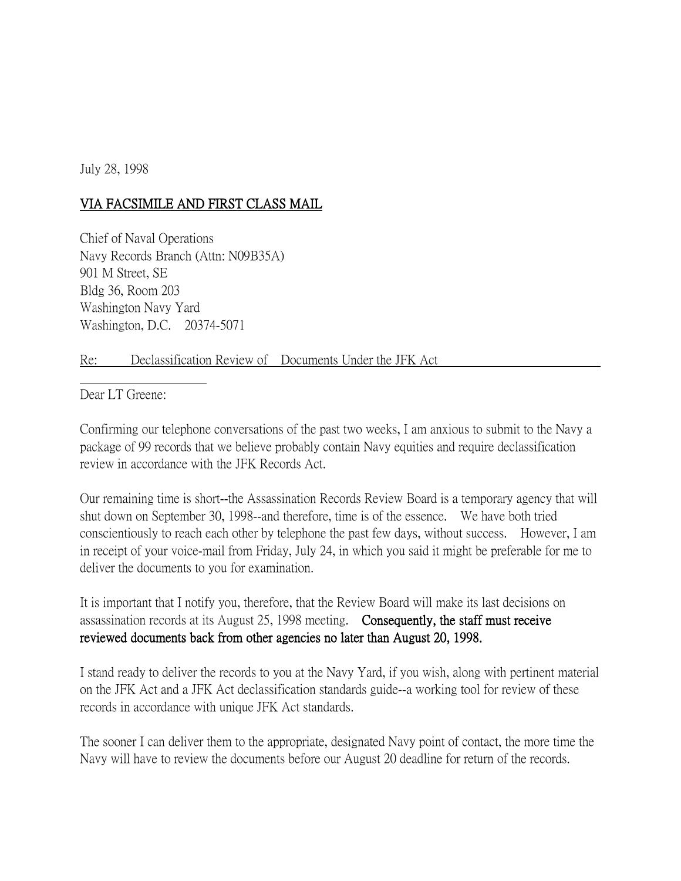July 28, 1998

VIA FACSIMILE AND FIRST CLASS MAIL

Chief of Naval Operations  
Navy Records Branch (Attn: N09B35A)  
901 M Street, SE  
Bldg 36, Room 203  
Washington Navy Yard  
Washington, D.C. 20374-5071

Re: Declassification Review of Documents Under the JFK Act

Dear LT Greene:

Confirming our telephone conversations of the past two weeks, I am anxious to submit to the Navy a package of 99 records that we believe probably contain Navy equities and require declassification review in accordance with the JFK Records Act.

Our remaining time is short--the Assassination Records Review Board is a temporary agency that will shut down on September 30, 1998--and therefore, time is of the essence. We have both tried conscientiously to reach each other by telephone the past few days, without success. However, I am in receipt of your voice-mail from Friday, July 24, in which you said it might be preferable for me to deliver the documents to you for examination.

It is important that I notify you, therefore, that the Review Board will make its last decisions on assassination records at its August 25, 1998 meeting. **Consequently, the staff must receive reviewed documents back from other agencies no later than August 20, 1998.**

I stand ready to deliver the records to you at the Navy Yard, if you wish, along with pertinent material on the JFK Act and a JFK Act declassification standards guide--a working tool for review of these records in accordance with unique JFK Act standards.

The sooner I can deliver them to the appropriate, designated Navy point of contact, the more time the Navy will have to review the documents before our August 20 deadline for return of the records.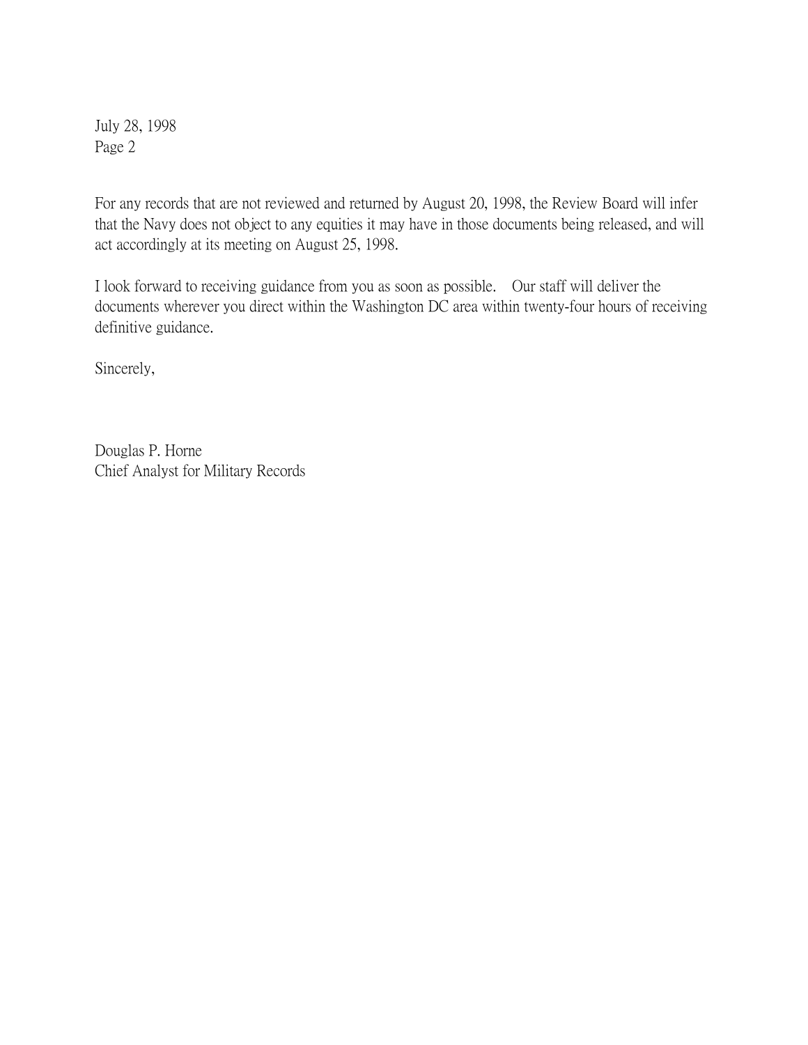For any records that are not reviewed and returned by August 20, 1998, the Review Board will infer that the Navy does not object to any equities it may have in those documents being released, and will act accordingly at its meeting on August 25, 1998.

I look forward to receiving guidance from you as soon as possible. Our staff will deliver the documents wherever you direct within the Washington DC area within twenty-four hours of receiving definitive guidance.

Sincerely,

Douglas P. Horne
Chief Analyst for Military Records